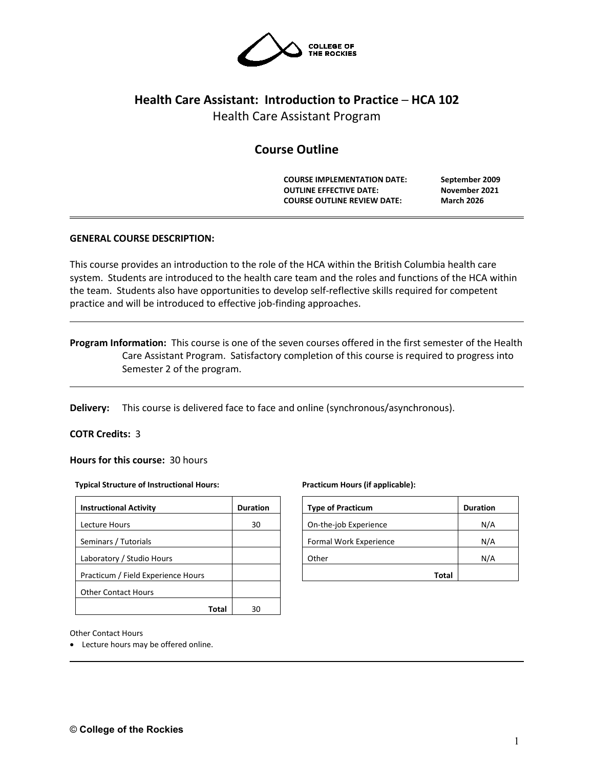COLLEGE OF THE ROCKIES

# Health Care Assistant: Introduction to Practice – HCA 102

Health Care Assistant Program

## Course Outline

| | |
|---|---|
| **COURSE IMPLEMENTATION DATE:** | **September 2009** |
| **OUTLINE EFFECTIVE DATE:** | **November 2021** |
| **COURSE OUTLINE REVIEW DATE:** | **March 2026** |

**GENERAL COURSE DESCRIPTION:**

This course provides an introduction to the role of the HCA within the British Columbia health care system. Students are introduced to the health care team and the roles and functions of the HCA within the team. Students also have opportunities to develop self-reflective skills required for competent practice and will be introduced to effective job-finding approaches.

**Program Information:** This course is one of the seven courses offered in the first semester of the Health Care Assistant Program. Satisfactory completion of this course is required to progress into Semester 2 of the program.

**Delivery:** This course is delivered face to face and online (synchronous/asynchronous).

**COTR Credits:** 3

**Hours for this course:** 30 hours

**Typical Structure of Instructional Hours:**

| Instructional Activity | Duration |
|---|---|
| Lecture Hours | 30 |
| Seminars / Tutorials | |
| Laboratory / Studio Hours | |
| Practicum / Field Experience Hours | |
| Other Contact Hours | |
| **Total** | 30 |

**Practicum Hours (if applicable):**

| Type of Practicum | Duration |
|---|---|
| On-the-job Experience | N/A |
| Formal Work Experience | N/A |
| Other | N/A |
| **Total** | |

Other Contact Hours

- Lecture hours may be offered online.

**© College of the Rockies**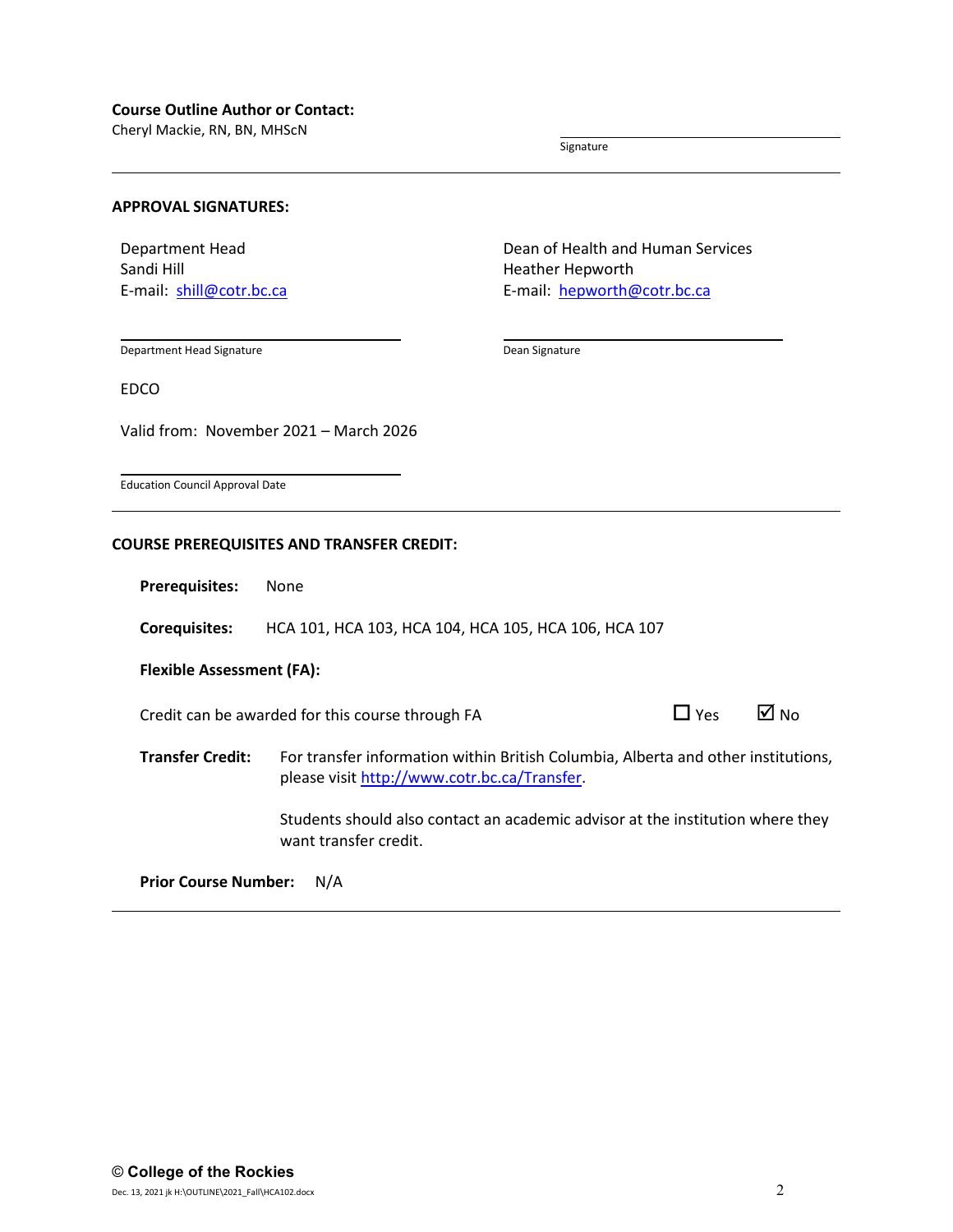**Course Outline Author or Contact:**
Cheryl Mackie, RN, BN, MHScN

Signature

---

**APPROVAL SIGNATURES:**

Department Head
Sandi Hill
E-mail: shill@cotr.bc.ca

Department Head Signature

Dean of Health and Human Services
Heather Hepworth
E-mail: hepworth@cotr.bc.ca

Dean Signature

EDCO

Valid from: November 2021 – March 2026

Education Council Approval Date

---

**COURSE PREREQUISITES AND TRANSFER CREDIT:**

**Prerequisites:** None

**Corequisites:** HCA 101, HCA 103, HCA 104, HCA 105, HCA 106, HCA 107

**Flexible Assessment (FA):**

Credit can be awarded for this course through FA ☐ Yes ☑ No

**Transfer Credit:** For transfer information within British Columbia, Alberta and other institutions, please visit http://www.cotr.bc.ca/Transfer.

Students should also contact an academic advisor at the institution where they want transfer credit.

**Prior Course Number:** N/A

---

© College of the Rockies

Dec. 13, 2021 jk H:\OUTLINE\2021_Fall\HCA102.docx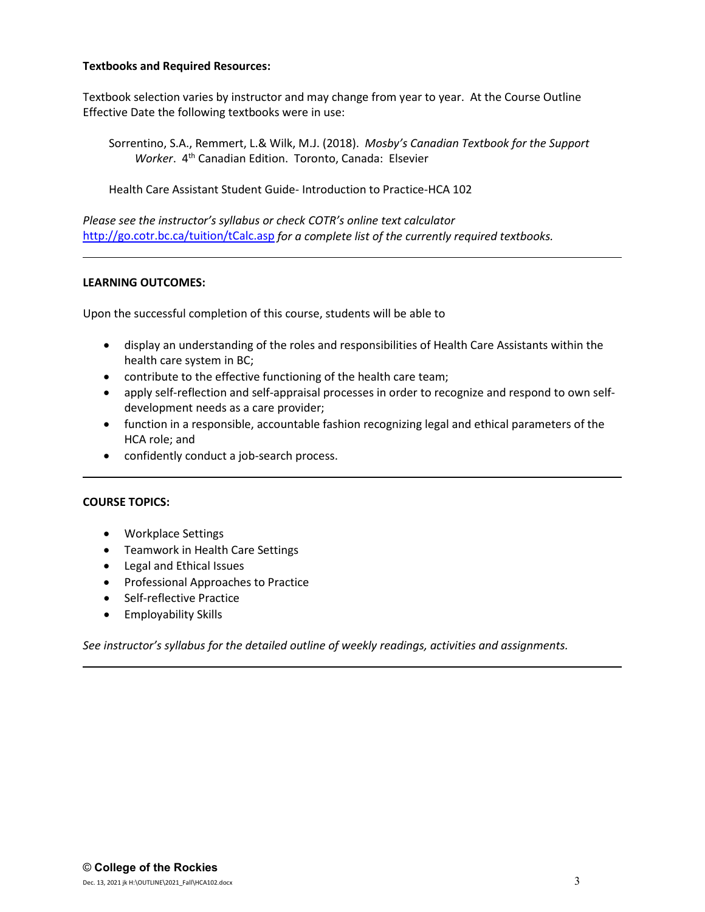**Textbooks and Required Resources:**

Textbook selection varies by instructor and may change from year to year. At the Course Outline Effective Date the following textbooks were in use:

Sorrentino, S.A., Remmert, L.& Wilk, M.J. (2018). *Mosby's Canadian Textbook for the Support Worker*. 4th Canadian Edition. Toronto, Canada: Elsevier

Health Care Assistant Student Guide- Introduction to Practice-HCA 102

*Please see the instructor's syllabus or check COTR's online text calculator* http://go.cotr.bc.ca/tuition/tCalc.asp *for a complete list of the currently required textbooks.*

---

**LEARNING OUTCOMES:**

Upon the successful completion of this course, students will be able to

- display an understanding of the roles and responsibilities of Health Care Assistants within the health care system in BC;
- contribute to the effective functioning of the health care team;
- apply self-reflection and self-appraisal processes in order to recognize and respond to own self-development needs as a care provider;
- function in a responsible, accountable fashion recognizing legal and ethical parameters of the HCA role; and
- confidently conduct a job-search process.

---

**COURSE TOPICS:**

- Workplace Settings
- Teamwork in Health Care Settings
- Legal and Ethical Issues
- Professional Approaches to Practice
- Self-reflective Practice
- Employability Skills

*See instructor's syllabus for the detailed outline of weekly readings, activities and assignments.*

---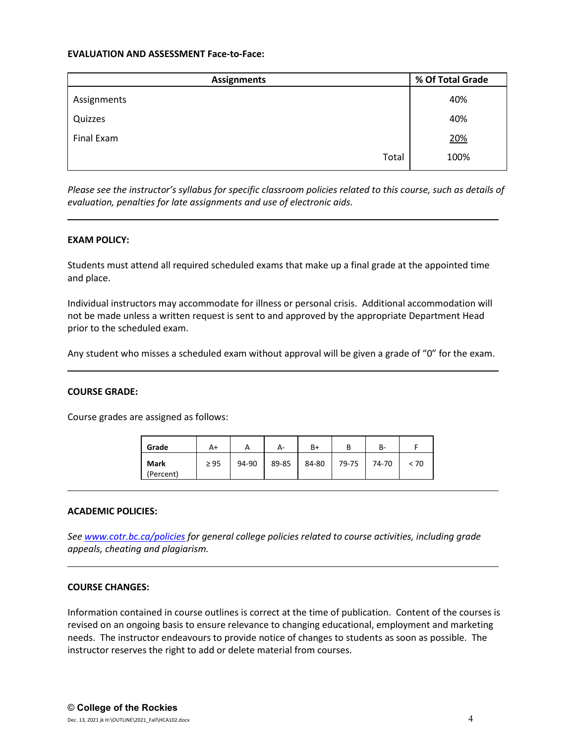**EVALUATION AND ASSESSMENT Face-to-Face:**

| Assignments | % Of Total Grade |
|---|---|
| Assignments | 40% |
| Quizzes | 40% |
| Final Exam | 20% |
| Total | 100% |

*Please see the instructor's syllabus for specific classroom policies related to this course, such as details of evaluation, penalties for late assignments and use of electronic aids.*

**EXAM POLICY:**

Students must attend all required scheduled exams that make up a final grade at the appointed time and place.

Individual instructors may accommodate for illness or personal crisis. Additional accommodation will not be made unless a written request is sent to and approved by the appropriate Department Head prior to the scheduled exam.

Any student who misses a scheduled exam without approval will be given a grade of "0" for the exam.

**COURSE GRADE:**

Course grades are assigned as follows:

| Grade | A+ | A | A- | B+ | B | B- | F |
|---|---|---|---|---|---|---|---|
| **Mark** (Percent) | ≥ 95 | 94-90 | 89-85 | 84-80 | 79-75 | 74-70 | < 70 |

**ACADEMIC POLICIES:**

*See [www.cotr.bc.ca/policies](www.cotr.bc.ca/policies) for general college policies related to course activities, including grade appeals, cheating and plagiarism.*

**COURSE CHANGES:**

Information contained in course outlines is correct at the time of publication. Content of the courses is revised on an ongoing basis to ensure relevance to changing educational, employment and marketing needs. The instructor endeavours to provide notice of changes to students as soon as possible. The instructor reserves the right to add or delete material from courses.

© **College of the Rockies**

Dec. 13, 2021 jk H:\OUTLINE\2021_Fall\HCA102.docx